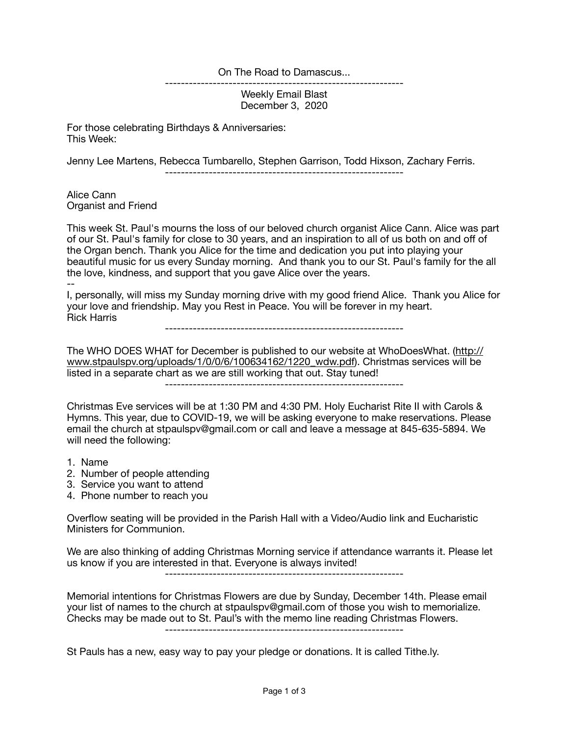On The Road to Damascus...

-------------------------------------------------------------

Weekly Email Blast
December 3, 2020

For those celebrating Birthdays & Anniversaries:
This Week:

Jenny Lee Martens, Rebecca Tumbarello, Stephen Garrison, Todd Hixson, Zachary Ferris.

-------------------------------------------------------------

Alice Cann
Organist and Friend

This week St. Paul's mourns the loss of our beloved church organist Alice Cann. Alice was part of our St. Paul's family for close to 30 years, and an inspiration to all of us both on and off of the Organ bench. Thank you Alice for the time and dedication you put into playing your beautiful music for us every Sunday morning. And thank you to our St. Paul's family for the all the love, kindness, and support that you gave Alice over the years.

--

I, personally, will miss my Sunday morning drive with my good friend Alice. Thank you Alice for your love and friendship. May you Rest in Peace. You will be forever in my heart.
Rick Harris

-------------------------------------------------------------

The WHO DOES WHAT for December is published to our website at WhoDoesWhat. (http://www.stpaulspv.org/uploads/1/0/0/6/100634162/1220_wdw.pdf). Christmas services will be listed in a separate chart as we are still working that out. Stay tuned!

-------------------------------------------------------------

Christmas Eve services will be at 1:30 PM and 4:30 PM. Holy Eucharist Rite II with Carols & Hymns. This year, due to COVID-19, we will be asking everyone to make reservations. Please email the church at stpaulspv@gmail.com or call and leave a message at 845-635-5894. We will need the following:

1. Name
2. Number of people attending
3. Service you want to attend
4. Phone number to reach you

Overflow seating will be provided in the Parish Hall with a Video/Audio link and Eucharistic Ministers for Communion.

We are also thinking of adding Christmas Morning service if attendance warrants it. Please let us know if you are interested in that. Everyone is always invited!

-------------------------------------------------------------

Memorial intentions for Christmas Flowers are due by Sunday, December 14th. Please email your list of names to the church at stpaulspv@gmail.com of those you wish to memorialize. Checks may be made out to St. Paul's with the memo line reading Christmas Flowers.

-------------------------------------------------------------

St Pauls has a new, easy way to pay your pledge or donations. It is called Tithe.ly.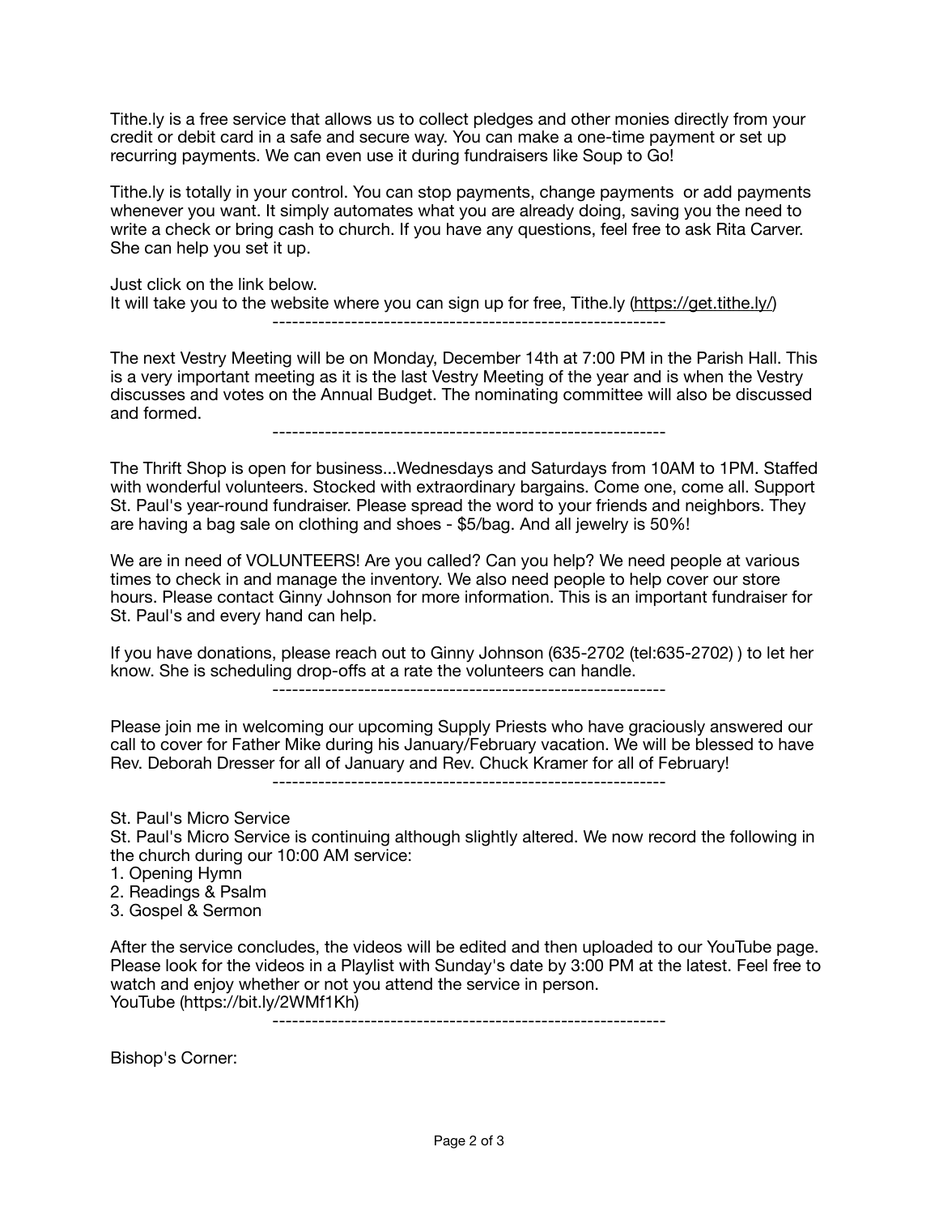Tithe.ly is a free service that allows us to collect pledges and other monies directly from your credit or debit card in a safe and secure way. You can make a one-time payment or set up recurring payments. We can even use it during fundraisers like Soup to Go!

Tithe.ly is totally in your control. You can stop payments, change payments or add payments whenever you want. It simply automates what you are already doing, saving you the need to write a check or bring cash to church. If you have any questions, feel free to ask Rita Carver. She can help you set it up.

Just click on the link below.
It will take you to the website where you can sign up for free, Tithe.ly (https://get.tithe.ly/)

------------------------------------------------------------

The next Vestry Meeting will be on Monday, December 14th at 7:00 PM in the Parish Hall. This is a very important meeting as it is the last Vestry Meeting of the year and is when the Vestry discusses and votes on the Annual Budget. The nominating committee will also be discussed and formed.

------------------------------------------------------------

The Thrift Shop is open for business...Wednesdays and Saturdays from 10AM to 1PM. Staffed with wonderful volunteers. Stocked with extraordinary bargains. Come one, come all. Support St. Paul's year-round fundraiser. Please spread the word to your friends and neighbors. They are having a bag sale on clothing and shoes - $5/bag. And all jewelry is 50%!

We are in need of VOLUNTEERS! Are you called? Can you help? We need people at various times to check in and manage the inventory. We also need people to help cover our store hours. Please contact Ginny Johnson for more information. This is an important fundraiser for St. Paul's and every hand can help.

If you have donations, please reach out to Ginny Johnson (635-2702 (tel:635-2702) ) to let her know. She is scheduling drop-offs at a rate the volunteers can handle.

------------------------------------------------------------

Please join me in welcoming our upcoming Supply Priests who have graciously answered our call to cover for Father Mike during his January/February vacation. We will be blessed to have Rev. Deborah Dresser for all of January and Rev. Chuck Kramer for all of February!

------------------------------------------------------------

St. Paul's Micro Service
St. Paul's Micro Service is continuing although slightly altered. We now record the following in the church during our 10:00 AM service:

1. Opening Hymn
2. Readings & Psalm
3. Gospel & Sermon

After the service concludes, the videos will be edited and then uploaded to our YouTube page. Please look for the videos in a Playlist with Sunday's date by 3:00 PM at the latest. Feel free to watch and enjoy whether or not you attend the service in person.
YouTube (https://bit.ly/2WMf1Kh)

------------------------------------------------------------

Bishop's Corner: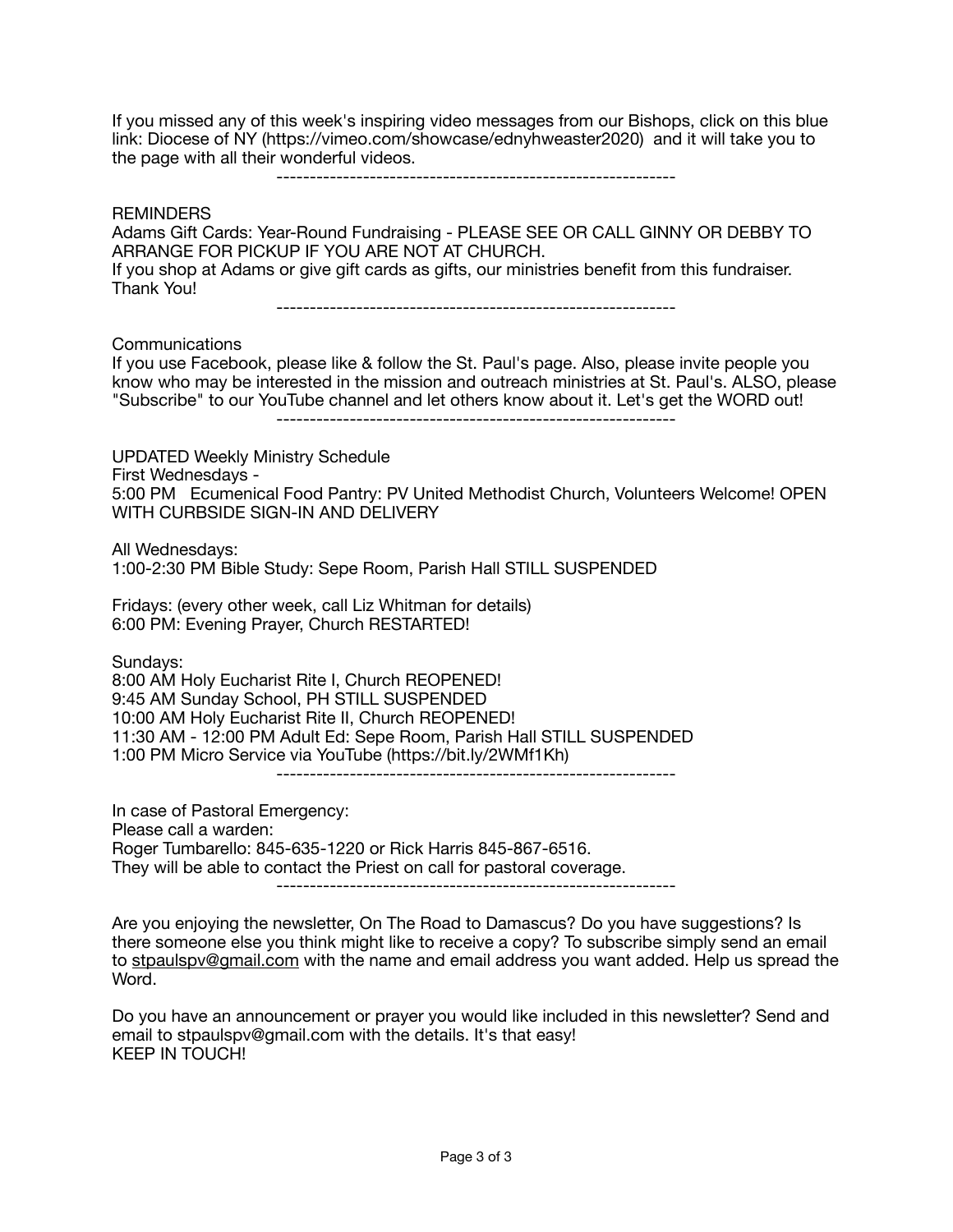If you missed any of this week's inspiring video messages from our Bishops, click on this blue link: Diocese of NY (https://vimeo.com/showcase/ednyhweaster2020) and it will take you to the page with all their wonderful videos.

------------------------------------------------------------

REMINDERS

Adams Gift Cards: Year-Round Fundraising - PLEASE SEE OR CALL GINNY OR DEBBY TO ARRANGE FOR PICKUP IF YOU ARE NOT AT CHURCH.
If you shop at Adams or give gift cards as gifts, our ministries benefit from this fundraiser. Thank You!

------------------------------------------------------------

Communications

If you use Facebook, please like & follow the St. Paul's page. Also, please invite people you know who may be interested in the mission and outreach ministries at St. Paul's. ALSO, please "Subscribe" to our YouTube channel and let others know about it. Let's get the WORD out!

------------------------------------------------------------

UPDATED Weekly Ministry Schedule

First Wednesdays -
5:00 PM Ecumenical Food Pantry: PV United Methodist Church, Volunteers Welcome! OPEN WITH CURBSIDE SIGN-IN AND DELIVERY

All Wednesdays:
1:00-2:30 PM Bible Study: Sepe Room, Parish Hall STILL SUSPENDED

Fridays: (every other week, call Liz Whitman for details)
6:00 PM: Evening Prayer, Church RESTARTED!

Sundays:
8:00 AM Holy Eucharist Rite I, Church REOPENED!
9:45 AM Sunday School, PH STILL SUSPENDED
10:00 AM Holy Eucharist Rite II, Church REOPENED!
11:30 AM - 12:00 PM Adult Ed: Sepe Room, Parish Hall STILL SUSPENDED
1:00 PM Micro Service via YouTube (https://bit.ly/2WMf1Kh)

------------------------------------------------------------

In case of Pastoral Emergency:
Please call a warden:
Roger Tumbarello: 845-635-1220 or Rick Harris 845-867-6516.
They will be able to contact the Priest on call for pastoral coverage.

------------------------------------------------------------

Are you enjoying the newsletter, On The Road to Damascus? Do you have suggestions? Is there someone else you think might like to receive a copy? To subscribe simply send an email to stpaulspv@gmail.com with the name and email address you want added. Help us spread the Word.

Do you have an announcement or prayer you would like included in this newsletter? Send and email to stpaulspv@gmail.com with the details. It's that easy!
KEEP IN TOUCH!